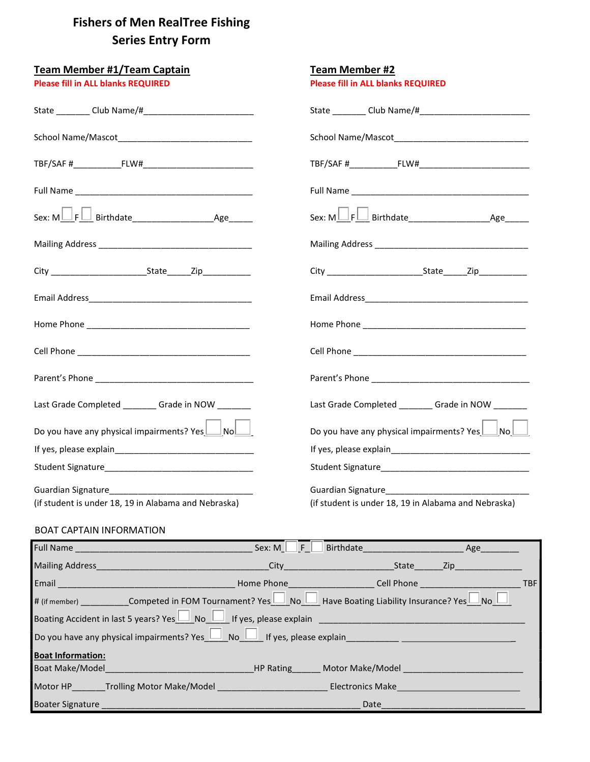# Fishers of Men RealTree Fishing Series Entry Form

## Team Member #1/Team Captain

**Please fill in ALL blanks REQUIRED**

State _______ Club Name/#_______________________

School Name/Mascot___________________________

TBF/SAF #__________FLW#______________________

Full Name ______________________________________

Sex: M☐ F☐ Birthdate________________Age_____

Mailing Address ________________________________

City ___________________State_____Zip__________

Email Address___________________________________

Home Phone ____________________________________

Cell Phone ______________________________________

Parent's Phone __________________________________

Last Grade Completed _______ Grade in NOW _______

Do you have any physical impairments? Yes☐ No☐

If yes, please explain_____________________________

Student Signature_________________________________

Guardian Signature________________________________
(if student is under 18, 19 in Alabama and Nebraska)

## Team Member #2

**Please fill in ALL blanks REQUIRED**

State _______ Club Name/#_______________________

School Name/Mascot___________________________

TBF/SAF #__________FLW#______________________

Full Name ______________________________________

Sex: M☐ F☐ Birthdate________________Age_____

Mailing Address ________________________________

City ___________________State_____Zip__________

Email Address___________________________________

Home Phone ____________________________________

Cell Phone ______________________________________

Parent's Phone __________________________________

Last Grade Completed _______ Grade in NOW _______

Do you have any physical impairments? Yes☐ No☐

If yes, please explain_____________________________

Student Signature_________________________________

Guardian Signature________________________________
(if student is under 18, 19 in Alabama and Nebraska)

## BOAT CAPTAIN INFORMATION

Full Name ___________________________________ Sex: M☐ F☐ Birthdate___________________ Age________

Mailing Address_________________________________City______________________State______Zip______________

Email ____________________________________ Home Phone________________ Cell Phone ____________________ TBF # (if member) __________Competed in FOM Tournament? Yes☐ No☐ Have Boating Liability Insurance? Yes☐ No☐

Boating Accident in last 5 years? Yes☐ No☐ If yes, please explain ___________________________________________

Do you have any physical impairments? Yes☐ No☐ If yes, please explain___________ ______________________

**Boat Information:**

Boat Make/Model_______________________________HP Rating______ Motor Make/Model _______________________

Motor HP_______Trolling Motor Make/Model _____________________ Electronics Make________________________

Boater Signature ____________________________________________________ Date____________________________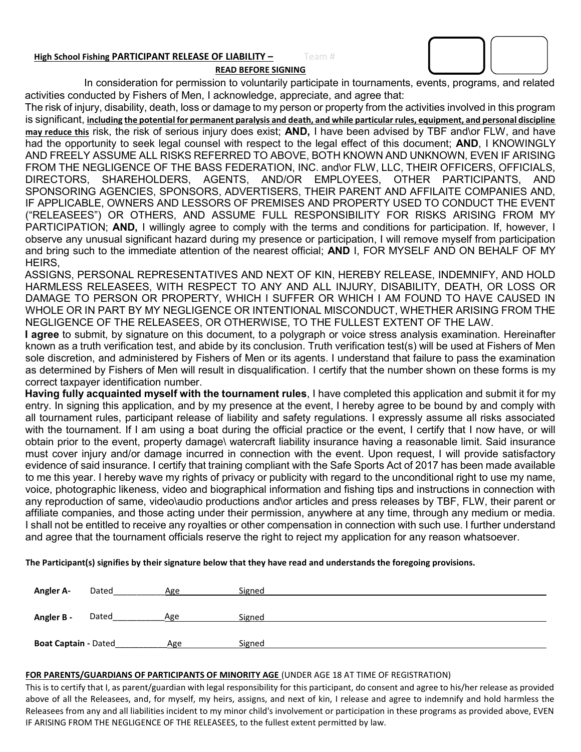**High School Fishing PARTICIPANT RELEASE OF LIABILITY –** Team #

**READ BEFORE SIGNING**

In consideration for permission to voluntarily participate in tournaments, events, programs, and related activities conducted by Fishers of Men, I acknowledge, appreciate, and agree that:

The risk of injury, disability, death, loss or damage to my person or property from the activities involved in this program is significant, **including the potential for permanent paralysis and death, and while particular rules, equipment, and personal discipline may reduce this** risk, the risk of serious injury does exist; **AND,** I have been advised by TBF and\or FLW, and have had the opportunity to seek legal counsel with respect to the legal effect of this document; **AND**, I KNOWINGLY AND FREELY ASSUME ALL RISKS REFERRED TO ABOVE, BOTH KNOWN AND UNKNOWN, EVEN IF ARISING FROM THE NEGLIGENCE OF THE BASS FEDERATION, INC. and\or FLW, LLC, THEIR OFFICERS, OFFICIALS, DIRECTORS, SHAREHOLDERS, AGENTS, AND/OR EMPLOYEES, OTHER PARTICIPANTS, AND SPONSORING AGENCIES, SPONSORS, ADVERTISERS, THEIR PARENT AND AFFILAITE COMPANIES AND, IF APPLICABLE, OWNERS AND LESSORS OF PREMISES AND PROPERTY USED TO CONDUCT THE EVENT ("RELEASEES") OR OTHERS, AND ASSUME FULL RESPONSIBILITY FOR RISKS ARISING FROM MY PARTICIPATION; **AND,** I willingly agree to comply with the terms and conditions for participation. If, however, I observe any unusual significant hazard during my presence or participation, I will remove myself from participation and bring such to the immediate attention of the nearest official; **AND** I, FOR MYSELF AND ON BEHALF OF MY HEIRS,

ASSIGNS, PERSONAL REPRESENTATIVES AND NEXT OF KIN, HEREBY RELEASE, INDEMNIFY, AND HOLD HARMLESS RELEASEES, WITH RESPECT TO ANY AND ALL INJURY, DISABILITY, DEATH, OR LOSS OR DAMAGE TO PERSON OR PROPERTY, WHICH I SUFFER OR WHICH I AM FOUND TO HAVE CAUSED IN WHOLE OR IN PART BY MY NEGLIGENCE OR INTENTIONAL MISCONDUCT, WHETHER ARISING FROM THE NEGLIGENCE OF THE RELEASEES, OR OTHERWISE, TO THE FULLEST EXTENT OF THE LAW.

**I agree** to submit, by signature on this document, to a polygraph or voice stress analysis examination. Hereinafter known as a truth verification test, and abide by its conclusion. Truth verification test(s) will be used at Fishers of Men sole discretion, and administered by Fishers of Men or its agents. I understand that failure to pass the examination as determined by Fishers of Men will result in disqualification. I certify that the number shown on these forms is my correct taxpayer identification number.

**Having fully acquainted myself with the tournament rules**, I have completed this application and submit it for my entry. In signing this application, and by my presence at the event, I hereby agree to be bound by and comply with all tournament rules, participant release of liability and safety regulations. I expressly assume all risks associated with the tournament. If I am using a boat during the official practice or the event, I certify that I now have, or will obtain prior to the event, property damage\ watercraft liability insurance having a reasonable limit. Said insurance must cover injury and/or damage incurred in connection with the event. Upon request, I will provide satisfactory evidence of said insurance. I certify that training compliant with the Safe Sports Act of 2017 has been made available to me this year. I hereby wave my rights of privacy or publicity with regard to the unconditional right to use my name, voice, photographic likeness, video and biographical information and fishing tips and instructions in connection with any reproduction of same, video\audio productions and\or articles and press releases by TBF, FLW, their parent or affiliate companies, and those acting under their permission, anywhere at any time, through any medium or media. I shall not be entitled to receive any royalties or other compensation in connection with such use. I further understand and agree that the tournament officials reserve the right to reject my application for any reason whatsoever.

**The Participant(s) signifies by their signature below that they have read and understands the foregoing provisions.**

**Angler A-** Dated__________ Age__________ Signed__________________________________________

**Angler B -** Dated__________ Age__________ Signed__________________________________________

**Boat Captain -** Dated__________ Age__________ Signed__________________________________________

**FOR PARENTS/GUARDIANS OF PARTICIPANTS OF MINORITY AGE** (UNDER AGE 18 AT TIME OF REGISTRATION)

This is to certify that I, as parent/guardian with legal responsibility for this participant, do consent and agree to his/her release as provided above of all the Releasees, and, for myself, my heirs, assigns, and next of kin, I release and agree to indemnify and hold harmless the Releasees from any and all liabilities incident to my minor child's involvement or participation in these programs as provided above, EVEN IF ARISING FROM THE NEGLIGENCE OF THE RELEASEES, to the fullest extent permitted by law.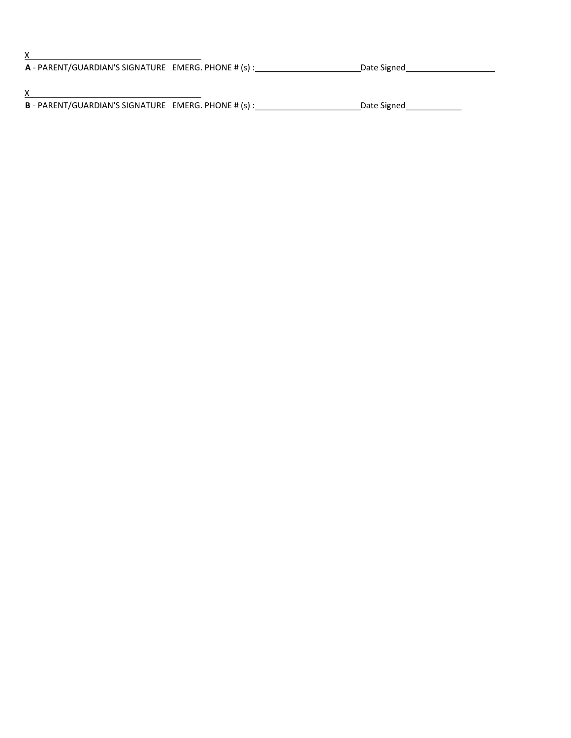X\_\_\_\_\_\_\_\_\_\_\_\_\_\_\_\_\_\_\_\_\_\_\_\_\_\_\_\_\_\_\_\_\_\_\_\_

**A** - PARENT/GUARDIAN'S SIGNATURE   EMERG. PHONE # (s) :\_\_\_\_\_\_\_\_\_\_\_\_\_\_\_\_\_\_\_\_\_\_\_Date Signed\_\_\_\_\_\_\_\_\_\_\_\_\_\_\_\_\_\_\_\_

X\_\_\_\_\_\_\_\_\_\_\_\_\_\_\_\_\_\_\_\_\_\_\_\_\_\_\_\_\_\_\_\_\_\_\_\_

**B** - PARENT/GUARDIAN'S SIGNATURE   EMERG. PHONE # (s) :\_\_\_\_\_\_\_\_\_\_\_\_\_\_\_\_\_\_\_\_\_\_\_Date Signed\_\_\_\_\_\_\_\_\_\_\_\_\_